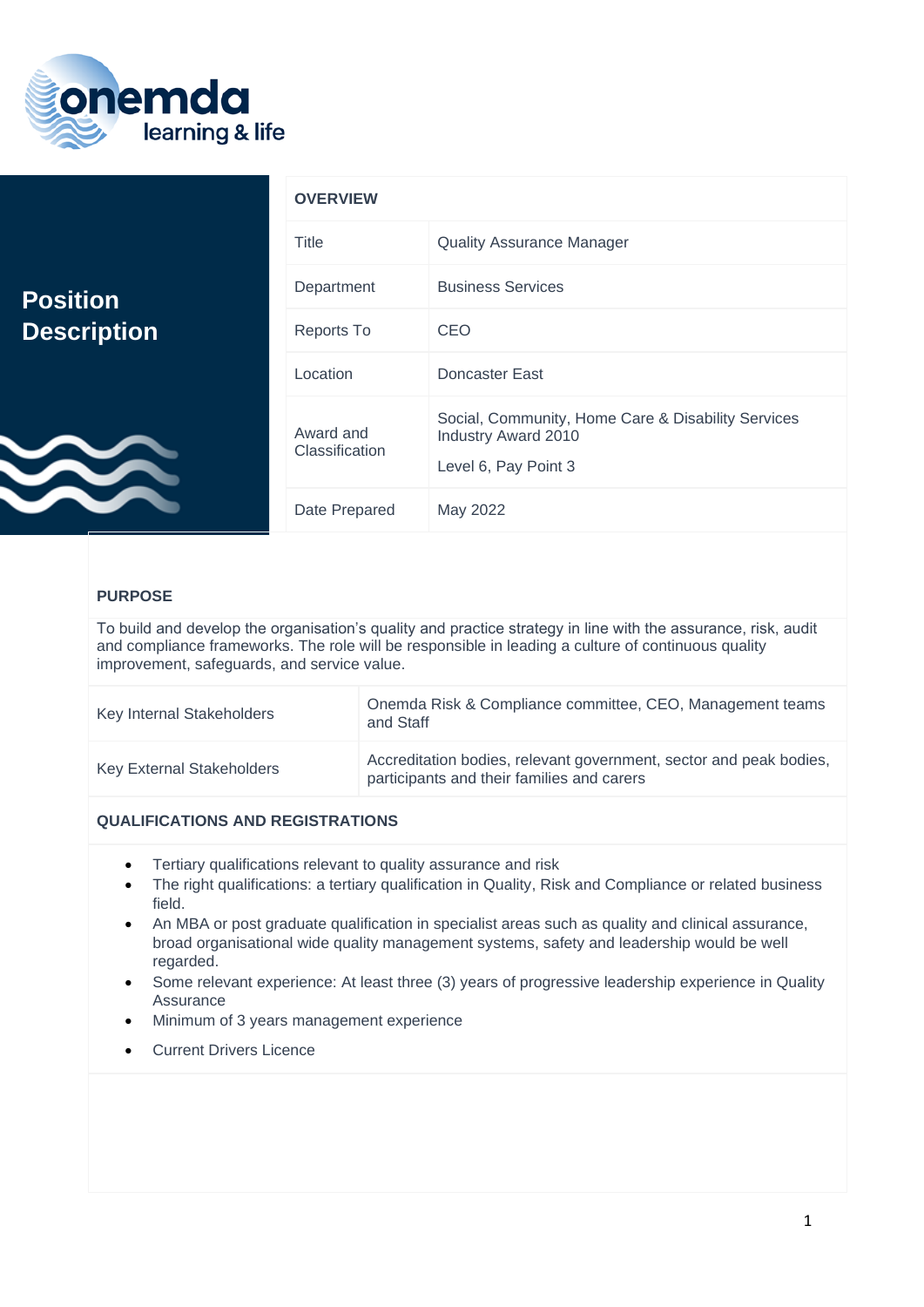# Position Description

| OVERVIEW | |
|---|---|
| Title | Quality Assurance Manager |
| Department | Business Services |
| Reports To | CEO |
| Location | Doncaster East |
| Award and Classification | Social, Community, Home Care & Disability Services Industry Award 2010<br><br>Level 6, Pay Point 3 |
| Date Prepared | May 2022 |

## PURPOSE

To build and develop the organisation's quality and practice strategy in line with the assurance, risk, audit and compliance frameworks. The role will be responsible in leading a culture of continuous quality improvement, safeguards, and service value.

| | |
|---|---|
| Key Internal Stakeholders | Onemda Risk & Compliance committee, CEO, Management teams and Staff |
| Key External Stakeholders | Accreditation bodies, relevant government, sector and peak bodies, participants and their families and carers |

## QUALIFICATIONS AND REGISTRATIONS

- Tertiary qualifications relevant to quality assurance and risk
- The right qualifications: a tertiary qualification in Quality, Risk and Compliance or related business field.
- An MBA or post graduate qualification in specialist areas such as quality and clinical assurance, broad organisational wide quality management systems, safety and leadership would be well regarded.
- Some relevant experience: At least three (3) years of progressive leadership experience in Quality Assurance
- Minimum of 3 years management experience
- Current Drivers Licence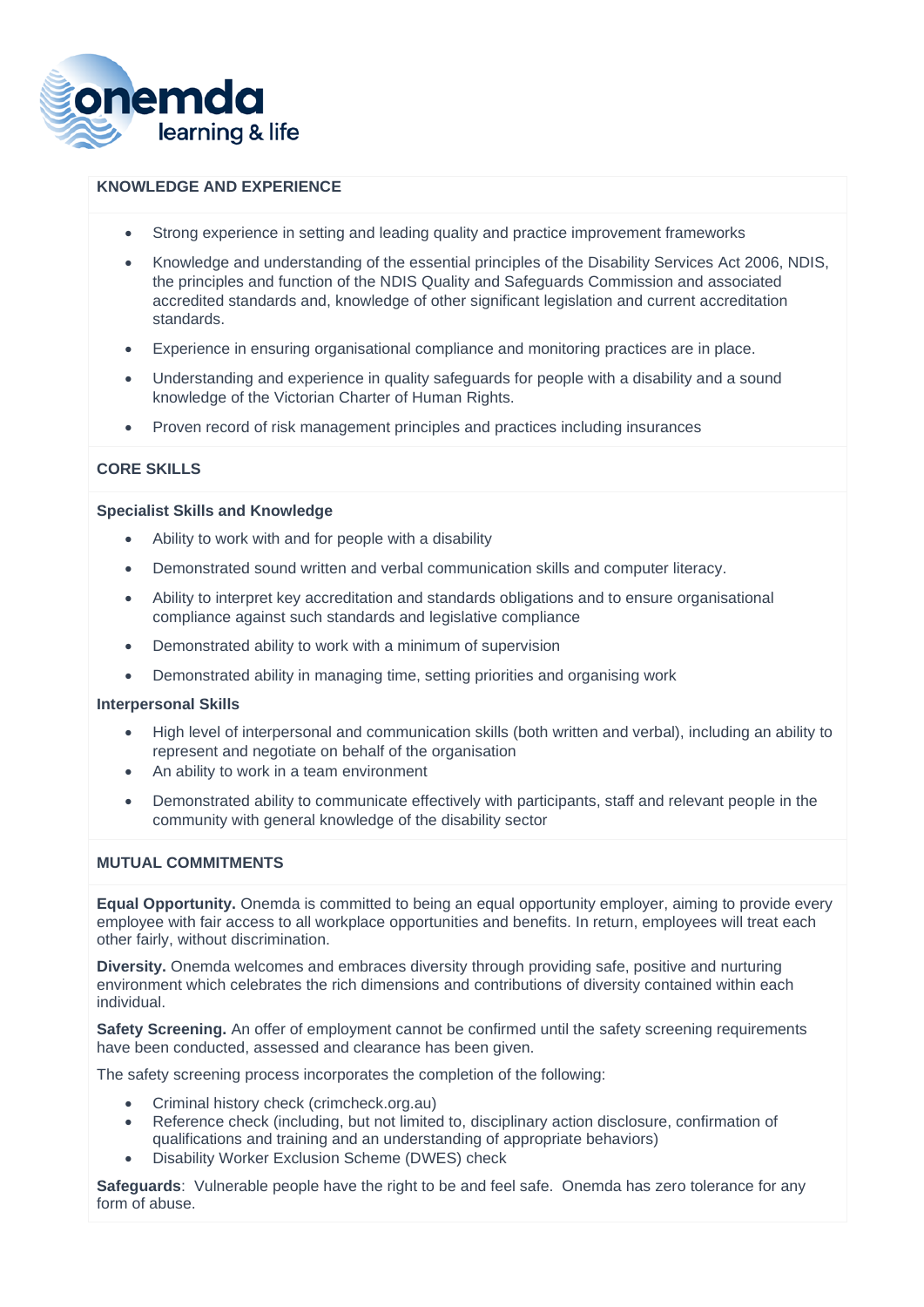## KNOWLEDGE AND EXPERIENCE

- Strong experience in setting and leading quality and practice improvement frameworks
- Knowledge and understanding of the essential principles of the Disability Services Act 2006, NDIS, the principles and function of the NDIS Quality and Safeguards Commission and associated accredited standards and, knowledge of other significant legislation and current accreditation standards.
- Experience in ensuring organisational compliance and monitoring practices are in place.
- Understanding and experience in quality safeguards for people with a disability and a sound knowledge of the Victorian Charter of Human Rights.
- Proven record of risk management principles and practices including insurances

## CORE SKILLS

### Specialist Skills and Knowledge

- Ability to work with and for people with a disability
- Demonstrated sound written and verbal communication skills and computer literacy.
- Ability to interpret key accreditation and standards obligations and to ensure organisational compliance against such standards and legislative compliance
- Demonstrated ability to work with a minimum of supervision
- Demonstrated ability in managing time, setting priorities and organising work

### Interpersonal Skills

- High level of interpersonal and communication skills (both written and verbal), including an ability to represent and negotiate on behalf of the organisation
- An ability to work in a team environment
- Demonstrated ability to communicate effectively with participants, staff and relevant people in the community with general knowledge of the disability sector

## MUTUAL COMMITMENTS

**Equal Opportunity.** Onemda is committed to being an equal opportunity employer, aiming to provide every employee with fair access to all workplace opportunities and benefits. In return, employees will treat each other fairly, without discrimination.

**Diversity.** Onemda welcomes and embraces diversity through providing safe, positive and nurturing environment which celebrates the rich dimensions and contributions of diversity contained within each individual.

**Safety Screening.** An offer of employment cannot be confirmed until the safety screening requirements have been conducted, assessed and clearance has been given.

The safety screening process incorporates the completion of the following:

- Criminal history check (crimcheck.org.au)
- Reference check (including, but not limited to, disciplinary action disclosure, confirmation of qualifications and training and an understanding of appropriate behaviors)
- Disability Worker Exclusion Scheme (DWES) check

**Safeguards**: Vulnerable people have the right to be and feel safe. Onemda has zero tolerance for any form of abuse.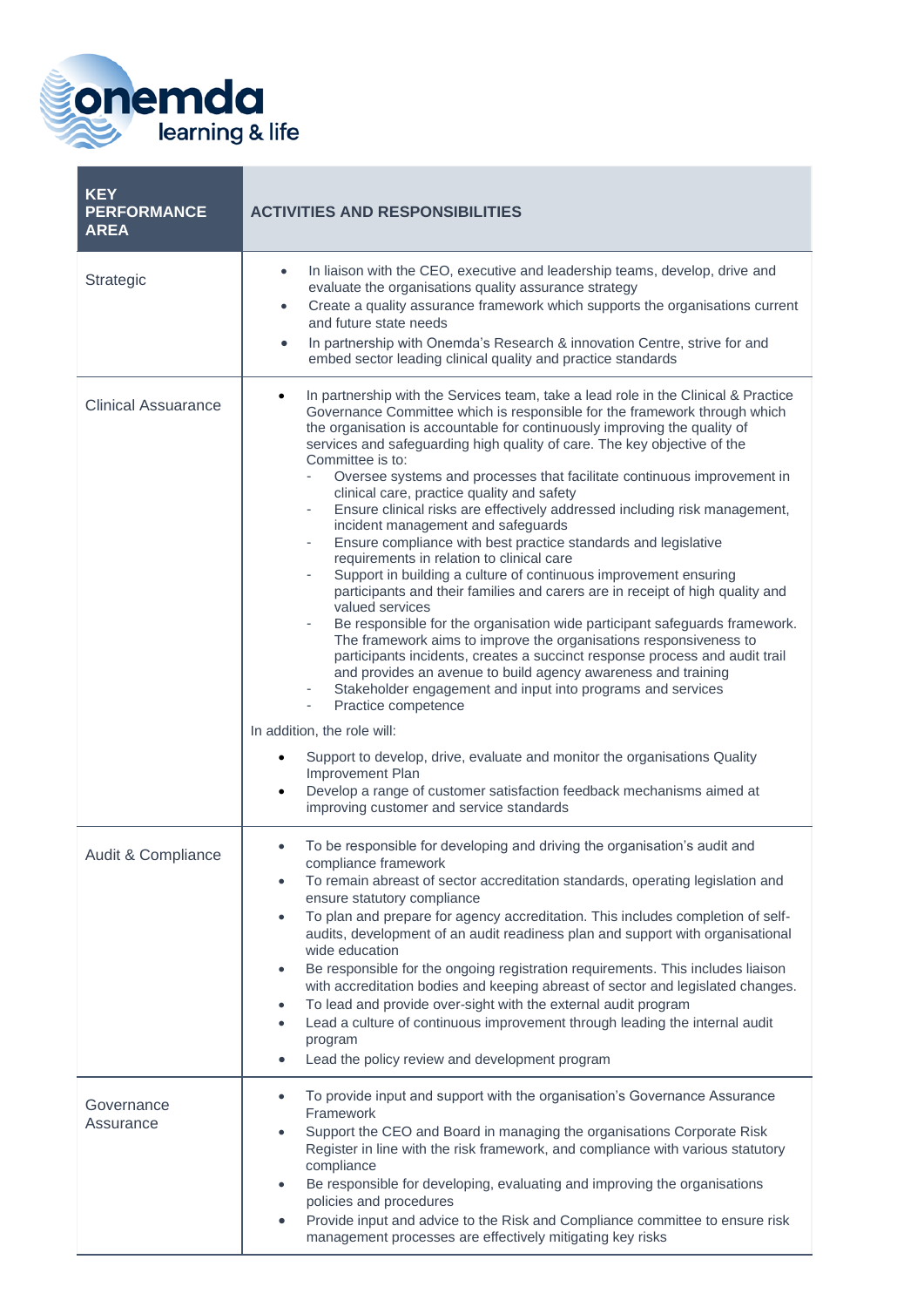| KEY PERFORMANCE AREA | ACTIVITIES AND RESPONSIBILITIES |
|---|---|
| Strategic | • In liaison with the CEO, executive and leadership teams, develop, drive and evaluate the organisations quality assurance strategy<br>• Create a quality assurance framework which supports the organisations current and future state needs<br>• In partnership with Onemda's Research & innovation Centre, strive for and embed sector leading clinical quality and practice standards |
| Clinical Assuarance | • In partnership with the Services team, take a lead role in the Clinical & Practice Governance Committee which is responsible for the framework through which the organisation is accountable for continuously improving the quality of services and safeguarding high quality of care. The key objective of the Committee is to:<br>- Oversee systems and processes that facilitate continuous improvement in clinical care, practice quality and safety<br>- Ensure clinical risks are effectively addressed including risk management, incident management and safeguards<br>- Ensure compliance with best practice standards and legislative requirements in relation to clinical care<br>- Support in building a culture of continuous improvement ensuring participants and their families and carers are in receipt of high quality and valued services<br>- Be responsible for the organisation wide participant safeguards framework. The framework aims to improve the organisations responsiveness to participants incidents, creates a succinct response process and audit trail and provides an avenue to build agency awareness and training<br>- Stakeholder engagement and input into programs and services<br>- Practice competence<br><br>In addition, the role will:<br>• Support to develop, drive, evaluate and monitor the organisations Quality Improvement Plan<br>• Develop a range of customer satisfaction feedback mechanisms aimed at improving customer and service standards |
| Audit & Compliance | • To be responsible for developing and driving the organisation's audit and compliance framework<br>• To remain abreast of sector accreditation standards, operating legislation and ensure statutory compliance<br>• To plan and prepare for agency accreditation. This includes completion of self-audits, development of an audit readiness plan and support with organisational wide education<br>• Be responsible for the ongoing registration requirements. This includes liaison with accreditation bodies and keeping abreast of sector and legislated changes.<br>• To lead and provide over-sight with the external audit program<br>• Lead a culture of continuous improvement through leading the internal audit program<br>• Lead the policy review and development program |
| Governance Assurance | • To provide input and support with the organisation's Governance Assurance Framework<br>• Support the CEO and Board in managing the organisations Corporate Risk Register in line with the risk framework, and compliance with various statutory compliance<br>• Be responsible for developing, evaluating and improving the organisations policies and procedures<br>• Provide input and advice to the Risk and Compliance committee to ensure risk management processes are effectively mitigating key risks |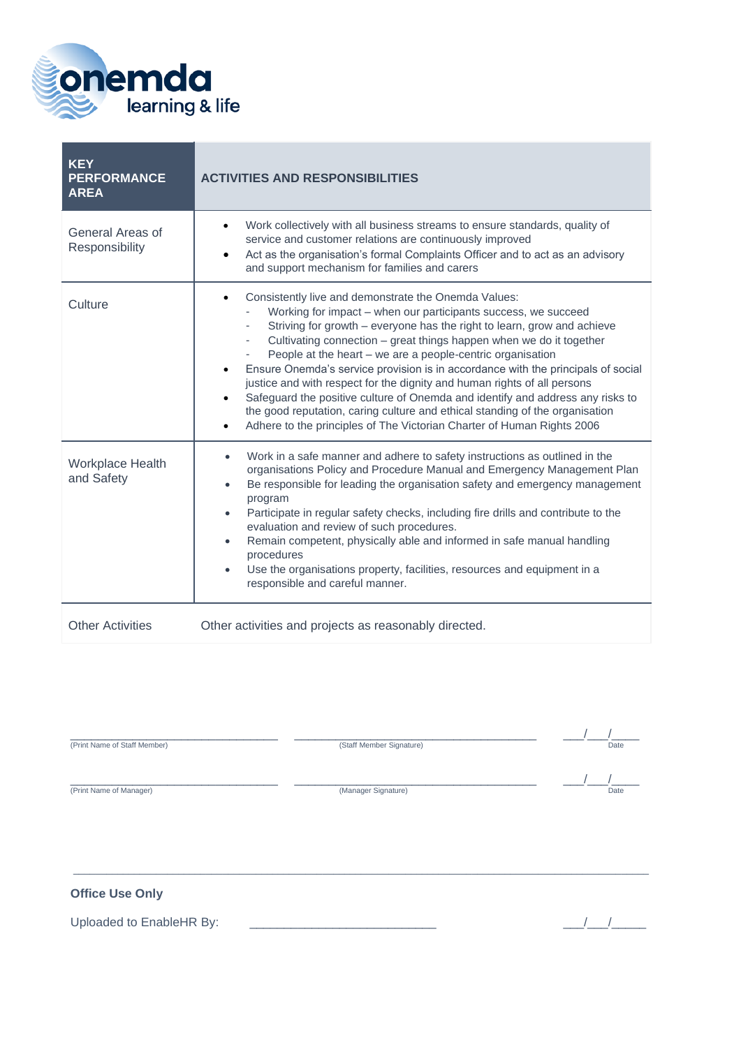| KEY PERFORMANCE AREA | ACTIVITIES AND RESPONSIBILITIES |
|---|---|
| General Areas of Responsibility | • Work collectively with all business streams to ensure standards, quality of service and customer relations are continuously improved<br>• Act as the organisation's formal Complaints Officer and to act as an advisory and support mechanism for families and carers |
| Culture | • Consistently live and demonstrate the Onemda Values:<br>- Working for impact – when our participants success, we succeed<br>- Striving for growth – everyone has the right to learn, grow and achieve<br>- Cultivating connection – great things happen when we do it together<br>- People at the heart – we are a people-centric organisation<br>• Ensure Onemda's service provision is in accordance with the principals of social justice and with respect for the dignity and human rights of all persons<br>• Safeguard the positive culture of Onemda and identify and address any risks to the good reputation, caring culture and ethical standing of the organisation<br>• Adhere to the principles of The Victorian Charter of Human Rights 2006 |
| Workplace Health and Safety | • Work in a safe manner and adhere to safety instructions as outlined in the organisations Policy and Procedure Manual and Emergency Management Plan<br>• Be responsible for leading the organisation safety and emergency management program<br>• Participate in regular safety checks, including fire drills and contribute to the evaluation and review of such procedures.<br>• Remain competent, physically able and informed in safe manual handling procedures<br>• Use the organisations property, facilities, resources and equipment in a responsible and careful manner. |
| Other Activities | Other activities and projects as reasonably directed. |

______________________________ (Print Name of Staff Member)   ______________________________ (Staff Member Signature)   ___/___/____ Date

______________________________ (Print Name of Manager)   ______________________________ (Manager Signature)   ___/___/____ Date

---

**Office Use Only**

Uploaded to EnableHR By: ___________________________   ___/___/_____